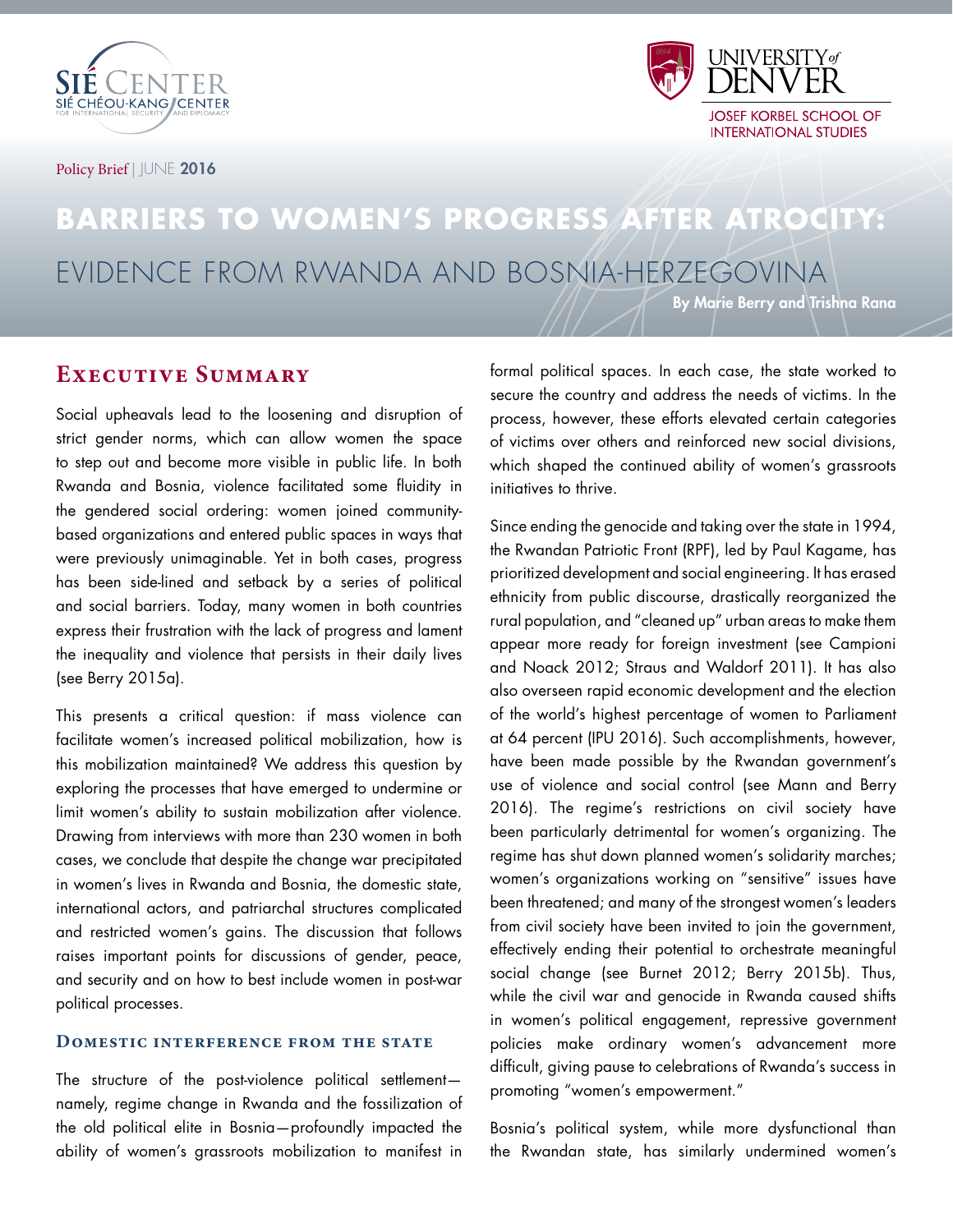Policy Brief | JUNE **2016**

# BARRIERS TO WOMEN'S PROGRESS AFTER ATROCITY: EVIDENCE FROM RWANDA AND BOSNIA-HERZEGOVINA

**By Marie Berry and Trishna Rana**

## Executive Summary

Social upheavals lead to the loosening and disruption of strict gender norms, which can allow women the space to step out and become more visible in public life. In both Rwanda and Bosnia, violence facilitated some fluidity in the gendered social ordering: women joined community-based organizations and entered public spaces in ways that were previously unimaginable. Yet in both cases, progress has been side-lined and setback by a series of political and social barriers. Today, many women in both countries express their frustration with the lack of progress and lament the inequality and violence that persists in their daily lives (see Berry 2015a).

This presents a critical question: if mass violence can facilitate women's increased political mobilization, how is this mobilization maintained? We address this question by exploring the processes that have emerged to undermine or limit women's ability to sustain mobilization after violence. Drawing from interviews with more than 230 women in both cases, we conclude that despite the change war precipitated in women's lives in Rwanda and Bosnia, the domestic state, international actors, and patriarchal structures complicated and restricted women's gains. The discussion that follows raises important points for discussions of gender, peace, and security and on how to best include women in post-war political processes.

### Domestic interference from the state

The structure of the post-violence political settlement—namely, regime change in Rwanda and the fossilization of the old political elite in Bosnia—profoundly impacted the ability of women's grassroots mobilization to manifest in formal political spaces. In each case, the state worked to secure the country and address the needs of victims. In the process, however, these efforts elevated certain categories of victims over others and reinforced new social divisions, which shaped the continued ability of women's grassroots initiatives to thrive.

Since ending the genocide and taking over the state in 1994, the Rwandan Patriotic Front (RPF), led by Paul Kagame, has prioritized development and social engineering. It has erased ethnicity from public discourse, drastically reorganized the rural population, and "cleaned up" urban areas to make them appear more ready for foreign investment (see Campioni and Noack 2012; Straus and Waldorf 2011). It has also also overseen rapid economic development and the election of the world's highest percentage of women to Parliament at 64 percent (IPU 2016). Such accomplishments, however, have been made possible by the Rwandan government's use of violence and social control (see Mann and Berry 2016). The regime's restrictions on civil society have been particularly detrimental for women's organizing. The regime has shut down planned women's solidarity marches; women's organizations working on "sensitive" issues have been threatened; and many of the strongest women's leaders from civil society have been invited to join the government, effectively ending their potential to orchestrate meaningful social change (see Burnet 2012; Berry 2015b). Thus, while the civil war and genocide in Rwanda caused shifts in women's political engagement, repressive government policies make ordinary women's advancement more difficult, giving pause to celebrations of Rwanda's success in promoting "women's empowerment."

Bosnia's political system, while more dysfunctional than the Rwandan state, has similarly undermined women's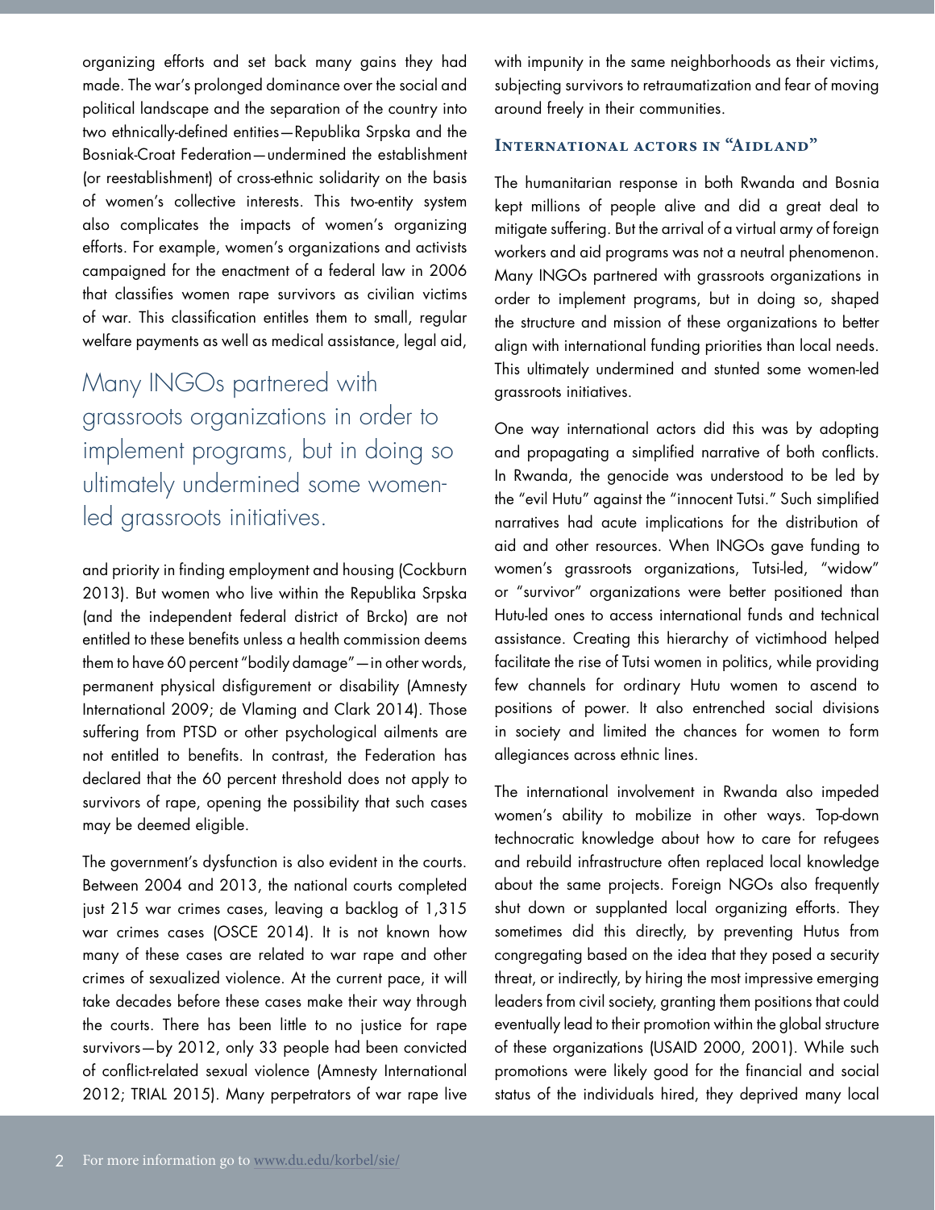organizing efforts and set back many gains they had made. The war's prolonged dominance over the social and political landscape and the separation of the country into two ethnically-defined entities—Republika Srpska and the Bosniak-Croat Federation—undermined the establishment (or reestablishment) of cross-ethnic solidarity on the basis of women's collective interests. This two-entity system also complicates the impacts of women's organizing efforts. For example, women's organizations and activists campaigned for the enactment of a federal law in 2006 that classifies women rape survivors as civilian victims of war. This classification entitles them to small, regular welfare payments as well as medical assistance, legal aid, and priority in finding employment and housing (Cockburn 2013). But women who live within the Republika Srpska (and the independent federal district of Brcko) are not entitled to these benefits unless a health commission deems them to have 60 percent "bodily damage"—in other words, permanent physical disfigurement or disability (Amnesty International 2009; de Vlaming and Clark 2014). Those suffering from PTSD or other psychological ailments are not entitled to benefits. In contrast, the Federation has declared that the 60 percent threshold does not apply to survivors of rape, opening the possibility that such cases may be deemed eligible.

> Many INGOs partnered with grassroots organizations in order to implement programs, but in doing so ultimately undermined some women-led grassroots initiatives.

The government's dysfunction is also evident in the courts. Between 2004 and 2013, the national courts completed just 215 war crimes cases, leaving a backlog of 1,315 war crimes cases (OSCE 2014). It is not known how many of these cases are related to war rape and other crimes of sexualized violence. At the current pace, it will take decades before these cases make their way through the courts. There has been little to no justice for rape survivors—by 2012, only 33 people had been convicted of conflict-related sexual violence (Amnesty International 2012; TRIAL 2015). Many perpetrators of war rape live with impunity in the same neighborhoods as their victims, subjecting survivors to retraumatization and fear of moving around freely in their communities.

## International actors in "Aidland"

The humanitarian response in both Rwanda and Bosnia kept millions of people alive and did a great deal to mitigate suffering. But the arrival of a virtual army of foreign workers and aid programs was not a neutral phenomenon. Many INGOs partnered with grassroots organizations in order to implement programs, but in doing so, shaped the structure and mission of these organizations to better align with international funding priorities than local needs. This ultimately undermined and stunted some women-led grassroots initiatives.

One way international actors did this was by adopting and propagating a simplified narrative of both conflicts. In Rwanda, the genocide was understood to be led by the "evil Hutu" against the "innocent Tutsi." Such simplified narratives had acute implications for the distribution of aid and other resources. When INGOs gave funding to women's grassroots organizations, Tutsi-led, "widow" or "survivor" organizations were better positioned than Hutu-led ones to access international funds and technical assistance. Creating this hierarchy of victimhood helped facilitate the rise of Tutsi women in politics, while providing few channels for ordinary Hutu women to ascend to positions of power. It also entrenched social divisions in society and limited the chances for women to form allegiances across ethnic lines.

The international involvement in Rwanda also impeded women's ability to mobilize in other ways. Top-down technocratic knowledge about how to care for refugees and rebuild infrastructure often replaced local knowledge about the same projects. Foreign NGOs also frequently shut down or supplanted local organizing efforts. They sometimes did this directly, by preventing Hutus from congregating based on the idea that they posed a security threat, or indirectly, by hiring the most impressive emerging leaders from civil society, granting them positions that could eventually lead to their promotion within the global structure of these organizations (USAID 2000, 2001). While such promotions were likely good for the financial and social status of the individuals hired, they deprived many local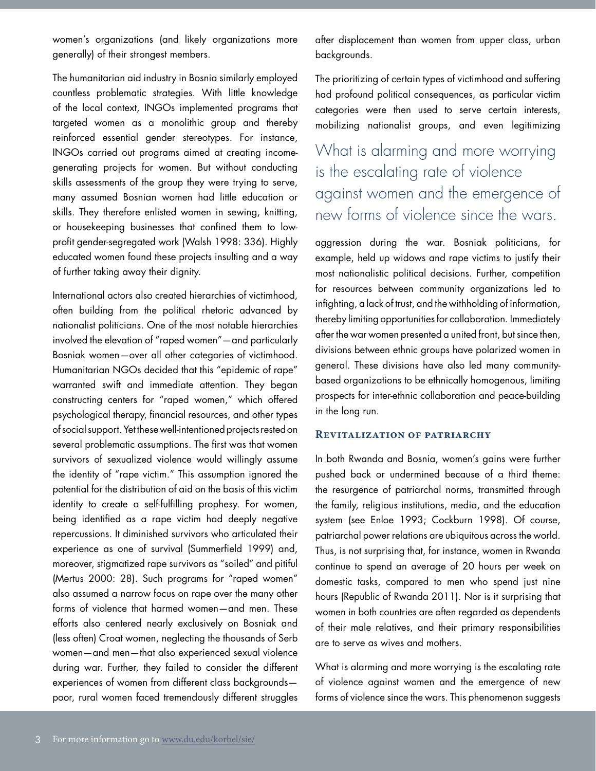women's organizations (and likely organizations more generally) of their strongest members.

The humanitarian aid industry in Bosnia similarly employed countless problematic strategies. With little knowledge of the local context, INGOs implemented programs that targeted women as a monolithic group and thereby reinforced essential gender stereotypes. For instance, INGOs carried out programs aimed at creating income-generating projects for women. But without conducting skills assessments of the group they were trying to serve, many assumed Bosnian women had little education or skills. They therefore enlisted women in sewing, knitting, or housekeeping businesses that confined them to low-profit gender-segregated work (Walsh 1998: 336). Highly educated women found these projects insulting and a way of further taking away their dignity.

International actors also created hierarchies of victimhood, often building from the political rhetoric advanced by nationalist politicians. One of the most notable hierarchies involved the elevation of "raped women"—and particularly Bosniak women—over all other categories of victimhood. Humanitarian NGOs decided that this "epidemic of rape" warranted swift and immediate attention. They began constructing centers for "raped women," which offered psychological therapy, financial resources, and other types of social support. Yet these well-intentioned projects rested on several problematic assumptions. The first was that women survivors of sexualized violence would willingly assume the identity of "rape victim." This assumption ignored the potential for the distribution of aid on the basis of this victim identity to create a self-fulfilling prophesy. For women, being identified as a rape victim had deeply negative repercussions. It diminished survivors who articulated their experience as one of survival (Summerfield 1999) and, moreover, stigmatized rape survivors as "soiled" and pitiful (Mertus 2000: 28). Such programs for "raped women" also assumed a narrow focus on rape over the many other forms of violence that harmed women—and men. These efforts also centered nearly exclusively on Bosniak and (less often) Croat women, neglecting the thousands of Serb women—and men—that also experienced sexual violence during war. Further, they failed to consider the different experiences of women from different class backgrounds—poor, rural women faced tremendously different struggles after displacement than women from upper class, urban backgrounds.

The prioritizing of certain types of victimhood and suffering had profound political consequences, as particular victim categories were then used to serve certain interests, mobilizing nationalist groups, and even legitimizing aggression during the war. Bosniak politicians, for example, held up widows and rape victims to justify their most nationalistic political decisions. Further, competition for resources between community organizations led to infighting, a lack of trust, and the withholding of information, thereby limiting opportunities for collaboration. Immediately after the war women presented a united front, but since then, divisions between ethnic groups have polarized women in general. These divisions have also led many community-based organizations to be ethnically homogenous, limiting prospects for inter-ethnic collaboration and peace-building in the long run.

> What is alarming and more worrying is the escalating rate of violence against women and the emergence of new forms of violence since the wars.

### Revitalization of patriarchy

In both Rwanda and Bosnia, women's gains were further pushed back or undermined because of a third theme: the resurgence of patriarchal norms, transmitted through the family, religious institutions, media, and the education system (see Enloe 1993; Cockburn 1998). Of course, patriarchal power relations are ubiquitous across the world. Thus, is not surprising that, for instance, women in Rwanda continue to spend an average of 20 hours per week on domestic tasks, compared to men who spend just nine hours (Republic of Rwanda 2011). Nor is it surprising that women in both countries are often regarded as dependents of their male relatives, and their primary responsibilities are to serve as wives and mothers.

What is alarming and more worrying is the escalating rate of violence against women and the emergence of new forms of violence since the wars. This phenomenon suggests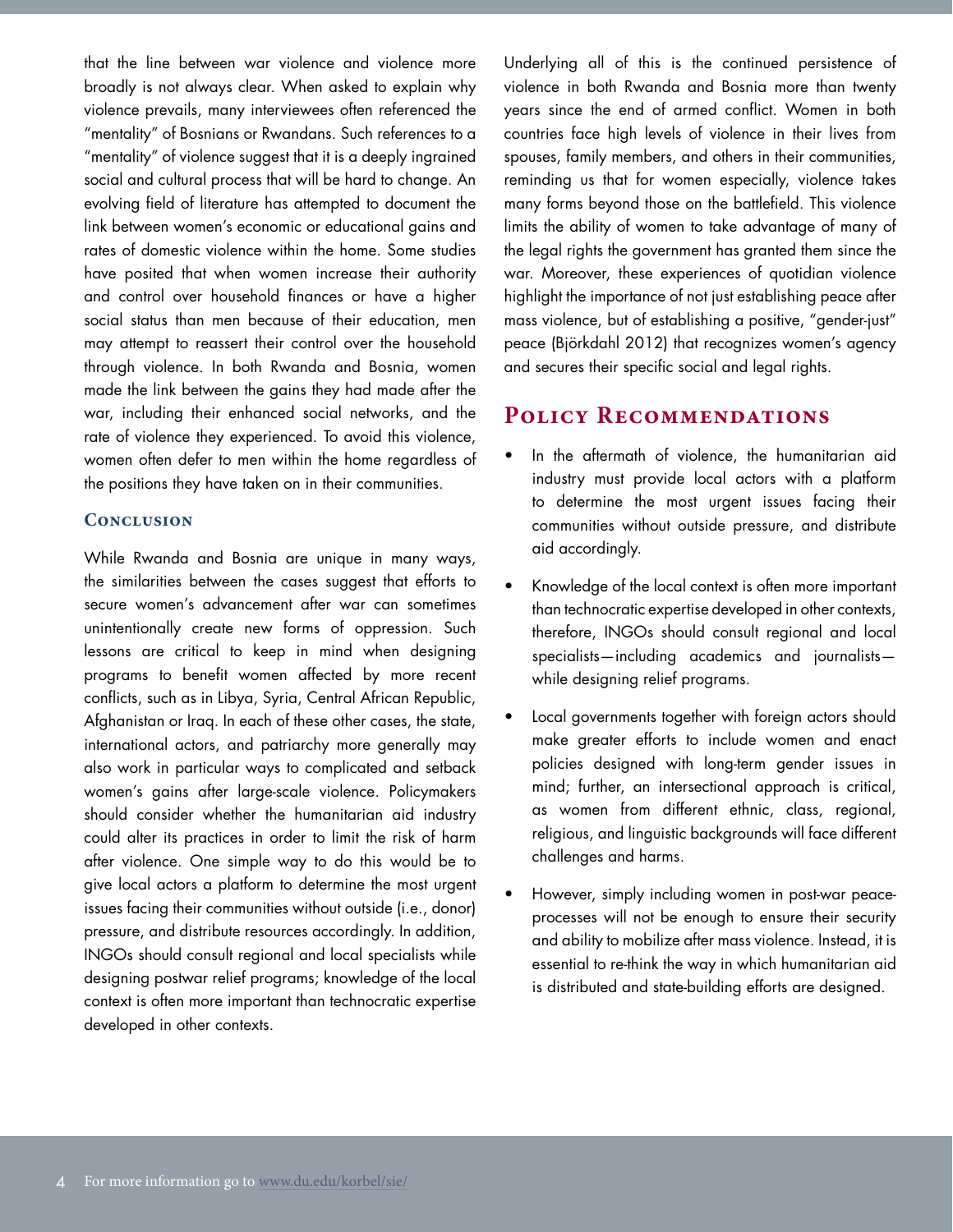that the line between war violence and violence more broadly is not always clear. When asked to explain why violence prevails, many interviewees often referenced the "mentality" of Bosnians or Rwandans. Such references to a "mentality" of violence suggest that it is a deeply ingrained social and cultural process that will be hard to change. An evolving field of literature has attempted to document the link between women's economic or educational gains and rates of domestic violence within the home. Some studies have posited that when women increase their authority and control over household finances or have a higher social status than men because of their education, men may attempt to reassert their control over the household through violence. In both Rwanda and Bosnia, women made the link between the gains they had made after the war, including their enhanced social networks, and the rate of violence they experienced. To avoid this violence, women often defer to men within the home regardless of the positions they have taken on in their communities.

### Conclusion

While Rwanda and Bosnia are unique in many ways, the similarities between the cases suggest that efforts to secure women's advancement after war can sometimes unintentionally create new forms of oppression. Such lessons are critical to keep in mind when designing programs to benefit women affected by more recent conflicts, such as in Libya, Syria, Central African Republic, Afghanistan or Iraq. In each of these other cases, the state, international actors, and patriarchy more generally may also work in particular ways to complicated and setback women's gains after large-scale violence. Policymakers should consider whether the humanitarian aid industry could alter its practices in order to limit the risk of harm after violence. One simple way to do this would be to give local actors a platform to determine the most urgent issues facing their communities without outside (i.e., donor) pressure, and distribute resources accordingly. In addition, INGOs should consult regional and local specialists while designing postwar relief programs; knowledge of the local context is often more important than technocratic expertise developed in other contexts.

Underlying all of this is the continued persistence of violence in both Rwanda and Bosnia more than twenty years since the end of armed conflict. Women in both countries face high levels of violence in their lives from spouses, family members, and others in their communities, reminding us that for women especially, violence takes many forms beyond those on the battlefield. This violence limits the ability of women to take advantage of many of the legal rights the government has granted them since the war. Moreover, these experiences of quotidian violence highlight the importance of not just establishing peace after mass violence, but of establishing a positive, "gender-just" peace (Björkdahl 2012) that recognizes women's agency and secures their specific social and legal rights.

## Policy Recommendations

- In the aftermath of violence, the humanitarian aid industry must provide local actors with a platform to determine the most urgent issues facing their communities without outside pressure, and distribute aid accordingly.
- Knowledge of the local context is often more important than technocratic expertise developed in other contexts, therefore, INGOs should consult regional and local specialists—including academics and journalists—while designing relief programs.
- Local governments together with foreign actors should make greater efforts to include women and enact policies designed with long-term gender issues in mind; further, an intersectional approach is critical, as women from different ethnic, class, regional, religious, and linguistic backgrounds will face different challenges and harms.
- However, simply including women in post-war peace-processes will not be enough to ensure their security and ability to mobilize after mass violence. Instead, it is essential to re-think the way in which humanitarian aid is distributed and state-building efforts are designed.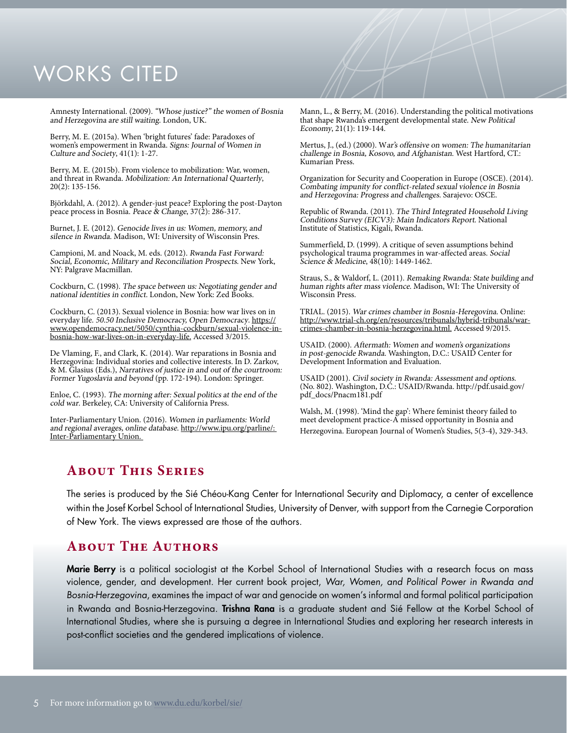# WORKS CITED

Amnesty International. (2009). *"Whose justice?" the women of Bosnia and Herzegovina are still waiting.* London, UK.

Berry, M. E. (2015a). When 'bright futures' fade: Paradoxes of women's empowerment in Rwanda. *Signs: Journal of Women in Culture and Society*, 41(1): 1-27.

Berry, M. E. (2015b). From violence to mobilization: War, women, and threat in Rwanda. *Mobilization: An International Quarterly*, 20(2): 135-156.

Björkdahl, A. (2012). A gender-just peace? Exploring the post-Dayton peace process in Bosnia. *Peace & Change*, 37(2): 286-317.

Burnet, J. E. (2012). *Genocide lives in us: Women, memory, and silence in Rwanda.* Madison, WI: University of Wisconsin Pres.

Campioni, M. and Noack, M. eds. (2012). *Rwanda Fast Forward: Social, Economic, Military and Reconciliation Prospects*. New York, NY: Palgrave Macmillan.

Cockburn, C. (1998). *The space between us: Negotiating gender and national identities in conflict.* London, New York: Zed Books.

Cockburn, C. (2013). Sexual violence in Bosnia: how war lives on in everyday life. *50.50 Inclusive Democracy, Open Democracy.* https://www.opendemocracy.net/5050/cynthia-cockburn/sexual-violence-in-bosnia-how-war-lives-on-in-everyday-life. Accessed 3/2015.

De Vlaming, F., and Clark, K. (2014). War reparations in Bosnia and Herzegovina: Individual stories and collective interests. In D. Zarkov, & M. Glasius (Eds.), *Narratives of justice in and out of the courtroom: Former Yugoslavia and beyond* (pp. 172-194). London: Springer.

Enloe, C. (1993). *The morning after: Sexual politics at the end of the cold war*. Berkeley, CA: University of California Press.

Inter-Parliamentary Union. (2016). *Women in parliaments: World and regional averages, online database*. http://www.ipu.org/parline/: Inter-Parliamentary Union.

Mann, L., & Berry, M. (2016). Understanding the political motivations that shape Rwanda's emergent developmental state. *New Political Economy*, 21(1): 119-144.

Mertus, J., (ed.) (2000). W*ar's offensive on women: The humanitarian challenge in Bosnia, Kosovo, and Afghanistan*. West Hartford, CT.: Kumarian Press.

Organization for Security and Cooperation in Europe (OSCE). (2014). *Combating impunity for conflict-related sexual violence in Bosnia and Herzegovina: Progress and challenges*. Sarajevo: OSCE.

Republic of Rwanda. (2011). *The Third Integrated Household Living Conditions Survey (EICV3): Main Indicators Report*. National Institute of Statistics, Kigali, Rwanda.

Summerfield, D. (1999). A critique of seven assumptions behind psychological trauma programmes in war-affected areas. *Social Science & Medicine*, 48(10): 1449-1462.

Straus, S., & Waldorf, L. (2011). *Remaking Rwanda: State building and human rights after mass violence*. Madison, WI: The University of Wisconsin Press.

TRIAL. (2015). *War crimes chamber in Bosnia-Heregovina*. Online: http://www.trial-ch.org/en/resources/tribunals/hybrid-tribunals/war-crimes-chamber-in-bosnia-herzegovina.html. Accessed 9/2015.

USAID. (2000). *Aftermath: Women and women's organizations in post-genocide Rwanda*. Washington, D.C.: USAID Center for Development Information and Evaluation.

USAID (2001). *Civil society in Rwanda: Assessment and options*. (No. 802). Washington, D.C.: USAID/Rwanda. http://pdf.usaid.gov/pdf_docs/Pnacm181.pdf

Walsh, M. (1998). 'Mind the gap': Where feminist theory failed to meet development practice-A missed opportunity in Bosnia and Herzegovina. European Journal of Women's Studies, 5(3-4), 329-343.

## About This Series

The series is produced by the Sié Chéou-Kang Center for International Security and Diplomacy, a center of excellence within the Josef Korbel School of International Studies, University of Denver, with support from the Carnegie Corporation of New York. The views expressed are those of the authors.

## About The Authors

**Marie Berry** is a political sociologist at the Korbel School of International Studies with a research focus on mass violence, gender, and development. Her current book project, *War, Women, and Political Power in Rwanda and Bosnia-Herzegovina*, examines the impact of war and genocide on women's informal and formal political participation in Rwanda and Bosnia-Herzegovina. **Trishna Rana** is a graduate student and Sié Fellow at the Korbel School of International Studies, where she is pursuing a degree in International Studies and exploring her research interests in post-conflict societies and the gendered implications of violence.

For more information go to www.du.edu/korbel/sie/